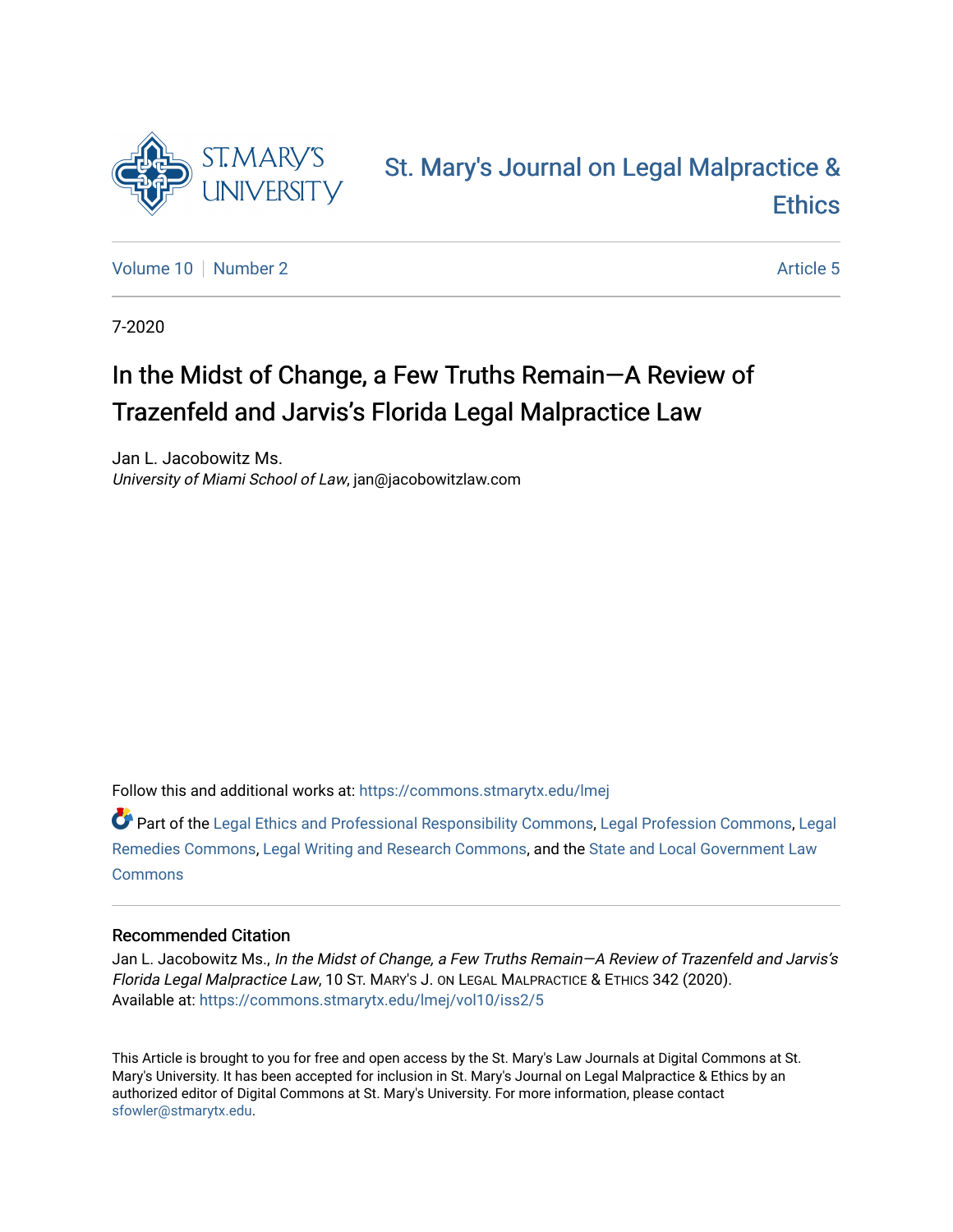St. Mary's Journal on Legal Malpractice & Ethics

Volume 10 | Number 2 | Article 5

7-2020

# In the Midst of Change, a Few Truths Remain—A Review of Trazenfeld and Jarvis's Florida Legal Malpractice Law

Jan L. Jacobowitz Ms.
*University of Miami School of Law*, jan@jacobowitzlaw.com

Follow this and additional works at: https://commons.stmarytx.edu/lmej

Part of the Legal Ethics and Professional Responsibility Commons, Legal Profession Commons, Legal Remedies Commons, Legal Writing and Research Commons, and the State and Local Government Law Commons

## Recommended Citation

Jan L. Jacobowitz Ms., *In the Midst of Change, a Few Truths Remain—A Review of Trazenfeld and Jarvis's Florida Legal Malpractice Law*, 10 ST. MARY'S J. ON LEGAL MALPRACTICE & ETHICS 342 (2020).
Available at: https://commons.stmarytx.edu/lmej/vol10/iss2/5

This Article is brought to you for free and open access by the St. Mary's Law Journals at Digital Commons at St. Mary's University. It has been accepted for inclusion in St. Mary's Journal on Legal Malpractice & Ethics by an authorized editor of Digital Commons at St. Mary's University. For more information, please contact sfowler@stmarytx.edu.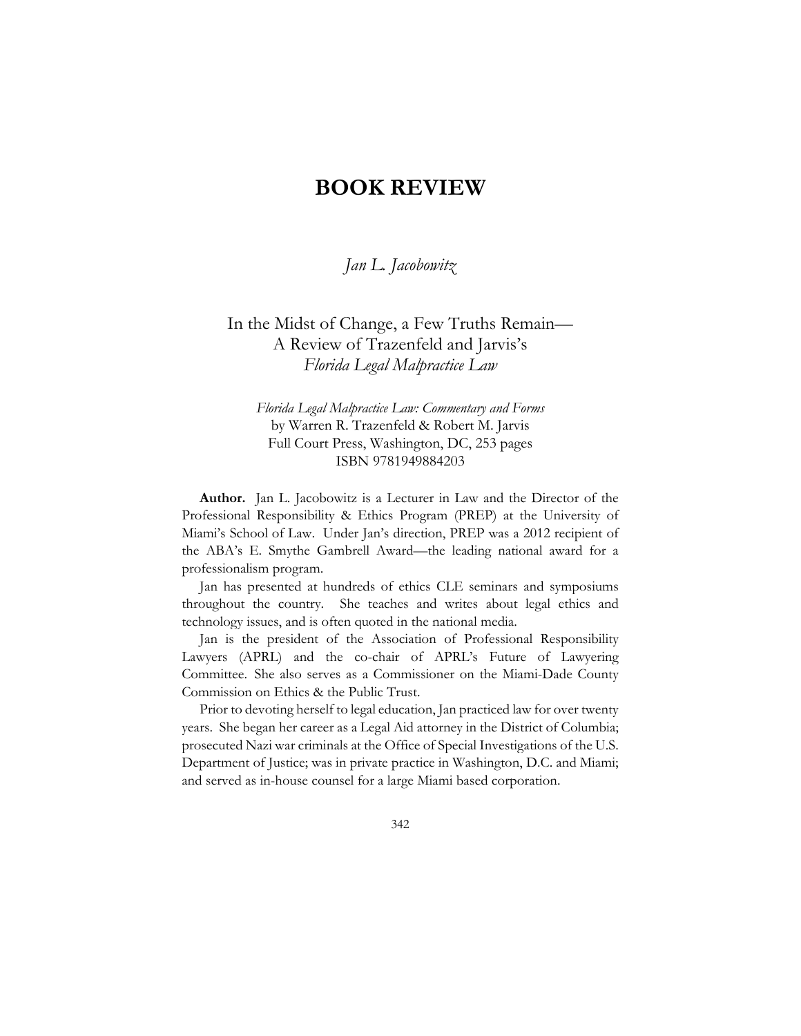# BOOK REVIEW

*Jan L. Jacobowitz*

In the Midst of Change, a Few Truths Remain—
A Review of Trazenfeld and Jarvis's
*Florida Legal Malpractice Law*

*Florida Legal Malpractice Law: Commentary and Forms*
by Warren R. Trazenfeld & Robert M. Jarvis
Full Court Press, Washington, DC, 253 pages
ISBN 9781949884203

**Author.** Jan L. Jacobowitz is a Lecturer in Law and the Director of the Professional Responsibility & Ethics Program (PREP) at the University of Miami's School of Law. Under Jan's direction, PREP was a 2012 recipient of the ABA's E. Smythe Gambrell Award—the leading national award for a professionalism program.

Jan has presented at hundreds of ethics CLE seminars and symposiums throughout the country. She teaches and writes about legal ethics and technology issues, and is often quoted in the national media.

Jan is the president of the Association of Professional Responsibility Lawyers (APRL) and the co-chair of APRL's Future of Lawyering Committee. She also serves as a Commissioner on the Miami-Dade County Commission on Ethics & the Public Trust.

Prior to devoting herself to legal education, Jan practiced law for over twenty years. She began her career as a Legal Aid attorney in the District of Columbia; prosecuted Nazi war criminals at the Office of Special Investigations of the U.S. Department of Justice; was in private practice in Washington, D.C. and Miami; and served as in-house counsel for a large Miami based corporation.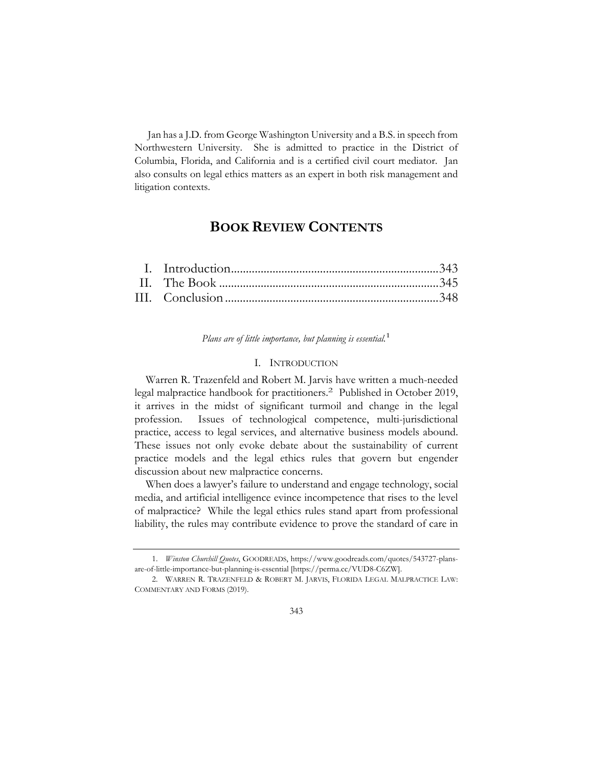Jan has a J.D. from George Washington University and a B.S. in speech from Northwestern University. She is admitted to practice in the District of Columbia, Florida, and California and is a certified civil court mediator. Jan also consults on legal ethics matters as an expert in both risk management and litigation contexts.

## BOOK REVIEW CONTENTS

| | | |
|---|---|---|
| I. | Introduction | 343 |
| II. | The Book | 345 |
| III. | Conclusion | 348 |

*Plans are of little importance, but planning is essential.*[1]

### I. INTRODUCTION

Warren R. Trazenfeld and Robert M. Jarvis have written a much-needed legal malpractice handbook for practitioners.[2] Published in October 2019, it arrives in the midst of significant turmoil and change in the legal profession. Issues of technological competence, multi-jurisdictional practice, access to legal services, and alternative business models abound. These issues not only evoke debate about the sustainability of current practice models and the legal ethics rules that govern but engender discussion about new malpractice concerns.

When does a lawyer's failure to understand and engage technology, social media, and artificial intelligence evince incompetence that rises to the level of malpractice? While the legal ethics rules stand apart from professional liability, the rules may contribute evidence to prove the standard of care in

---

1. *Winston Churchill Quotes*, GOODREADS, https://www.goodreads.com/quotes/543727-plans-are-of-little-importance-but-planning-is-essential [https://perma.cc/VUD8-C6ZW].

2. WARREN R. TRAZENFELD & ROBERT M. JARVIS, FLORIDA LEGAL MALPRACTICE LAW: COMMENTARY AND FORMS (2019).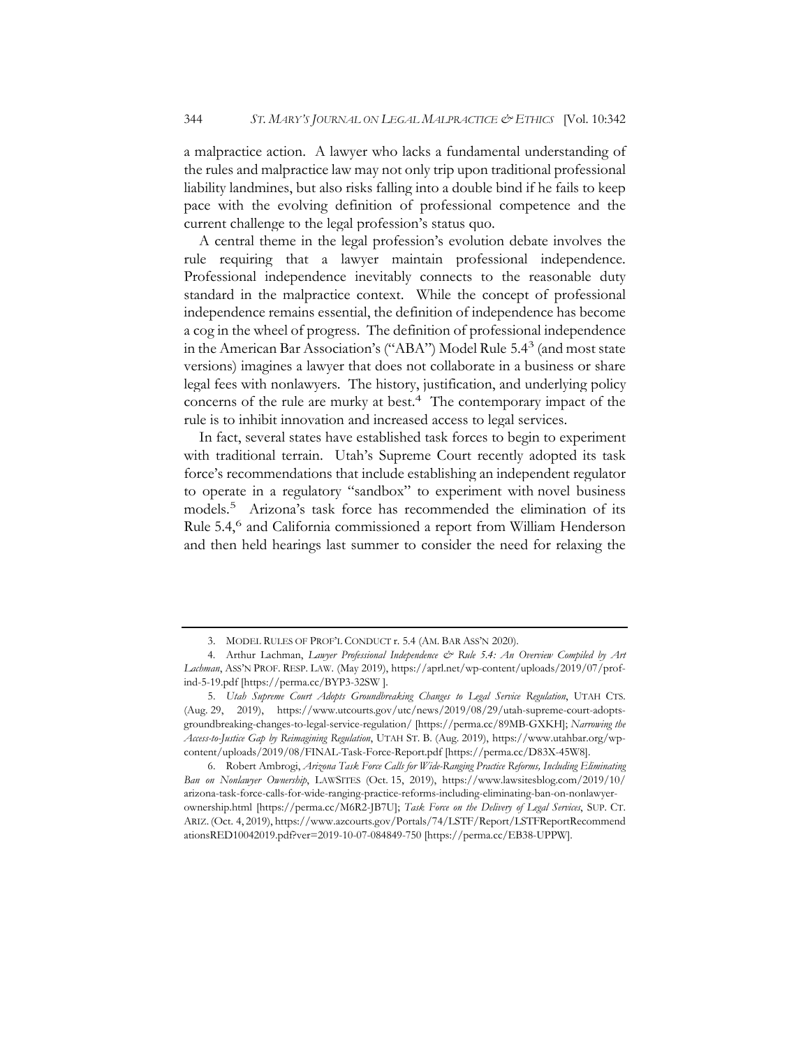a malpractice action. A lawyer who lacks a fundamental understanding of the rules and malpractice law may not only trip upon traditional professional liability landmines, but also risks falling into a double bind if he fails to keep pace with the evolving definition of professional competence and the current challenge to the legal profession's status quo.

A central theme in the legal profession's evolution debate involves the rule requiring that a lawyer maintain professional independence. Professional independence inevitably connects to the reasonable duty standard in the malpractice context. While the concept of professional independence remains essential, the definition of independence has become a cog in the wheel of progress. The definition of professional independence in the American Bar Association's ("ABA") Model Rule 5.4[3] (and most state versions) imagines a lawyer that does not collaborate in a business or share legal fees with nonlawyers. The history, justification, and underlying policy concerns of the rule are murky at best.[4] The contemporary impact of the rule is to inhibit innovation and increased access to legal services.

In fact, several states have established task forces to begin to experiment with traditional terrain. Utah's Supreme Court recently adopted its task force's recommendations that include establishing an independent regulator to operate in a regulatory "sandbox" to experiment with novel business models.[5] Arizona's task force has recommended the elimination of its Rule 5.4,[6] and California commissioned a report from William Henderson and then held hearings last summer to consider the need for relaxing the

---

3. MODEL RULES OF PROF'L CONDUCT r. 5.4 (AM. BAR ASS'N 2020).

4. Arthur Lachman, *Lawyer Professional Independence & Rule 5.4: An Overview Compiled by Art Lachman*, ASS'N PROF. RESP. LAW. (May 2019), https://aprl.net/wp-content/uploads/2019/07/prof-ind-5-19.pdf [https://perma.cc/BYP3-32SW ].

5. *Utah Supreme Court Adopts Groundbreaking Changes to Legal Service Regulation*, UTAH CTS. (Aug. 29, 2019), https://www.utcourts.gov/utc/news/2019/08/29/utah-supreme-court-adopts-groundbreaking-changes-to-legal-service-regulation/ [https://perma.cc/89MB-GXKH]; *Narrowing the Access-to-Justice Gap by Reimagining Regulation*, UTAH ST. B. (Aug. 2019), https://www.utahbar.org/wp-content/uploads/2019/08/FINAL-Task-Force-Report.pdf [https://perma.cc/D83X-45W8].

6. Robert Ambrogi, *Arizona Task Force Calls for Wide-Ranging Practice Reforms, Including Eliminating Ban on Nonlawyer Ownership*, LAWSITES (Oct. 15, 2019), https://www.lawsitesblog.com/2019/10/arizona-task-force-calls-for-wide-ranging-practice-reforms-including-eliminating-ban-on-nonlawyer-ownership.html [https://perma.cc/M6R2-JB7U]; *Task Force on the Delivery of Legal Services*, SUP. CT. ARIZ. (Oct. 4, 2019), https://www.azcourts.gov/Portals/74/LSTF/Report/LSTFReportRecommendationsRED10042019.pdf?ver=2019-10-07-084849-750 [https://perma.cc/EB38-UPPW].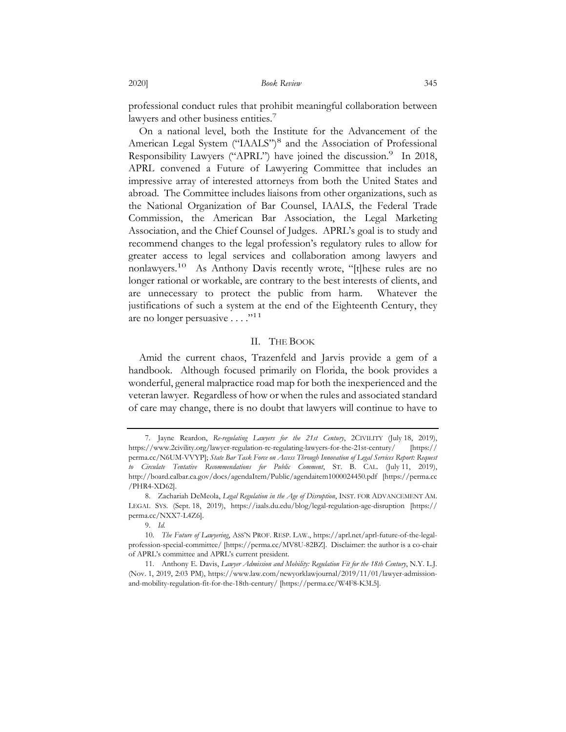professional conduct rules that prohibit meaningful collaboration between lawyers and other business entities.[7]

On a national level, both the Institute for the Advancement of the American Legal System ("IAALS")[8] and the Association of Professional Responsibility Lawyers ("APRL") have joined the discussion.[9] In 2018, APRL convened a Future of Lawyering Committee that includes an impressive array of interested attorneys from both the United States and abroad. The Committee includes liaisons from other organizations, such as the National Organization of Bar Counsel, IAALS, the Federal Trade Commission, the American Bar Association, the Legal Marketing Association, and the Chief Counsel of Judges. APRL's goal is to study and recommend changes to the legal profession's regulatory rules to allow for greater access to legal services and collaboration among lawyers and nonlawyers.[10] As Anthony Davis recently wrote, "[t]hese rules are no longer rational or workable, are contrary to the best interests of clients, and are unnecessary to protect the public from harm. Whatever the justifications of such a system at the end of the Eighteenth Century, they are no longer persuasive . . . ."[11]

## II. The Book

Amid the current chaos, Trazenfeld and Jarvis provide a gem of a handbook. Although focused primarily on Florida, the book provides a wonderful, general malpractice road map for both the inexperienced and the veteran lawyer. Regardless of how or when the rules and associated standard of care may change, there is no doubt that lawyers will continue to have to

---

7. Jayne Reardon, *Re-regulating Lawyers for the 21st Century*, 2CIVILITY (July 18, 2019), https://www.2civility.org/lawyer-regulation-re-regulating-lawyers-for-the-21st-century/ [https://perma.cc/N6UM-VVYP]; *State Bar Task Force on Access Through Innovation of Legal Services Report: Request to Circulate Tentative Recommendations for Public Comment*, ST. B. CAL. (July 11, 2019), http://board.calbar.ca.gov/docs/agendaItem/Public/agendaitem1000024450.pdf [https://perma.cc/PHR4-XD62].

8. Zachariah DeMeola, *Legal Regulation in the Age of Disruption*, INST. FOR ADVANCEMENT AM. LEGAL SYS. (Sept. 18, 2019), https://iaals.du.edu/blog/legal-regulation-age-disruption [https://perma.cc/NXX7-L4Z6].

9. *Id.*

10. *The Future of Lawyering*, ASS'N PROF. RESP. LAW., https://aprl.net/aprl-future-of-the-legal-profession-special-committee/ [https://perma.cc/MV8U-82BZ]. Disclaimer: the author is a co-chair of APRL's committee and APRL's current president.

11. Anthony E. Davis, *Lawyer Admission and Mobility: Regulation Fit for the 18th Century*, N.Y. L.J. (Nov. 1, 2019, 2:03 PM), https://www.law.com/newyorklawjournal/2019/11/01/lawyer-admission-and-mobility-regulation-fit-for-the-18th-century/ [https://perma.cc/W4F8-K3L5].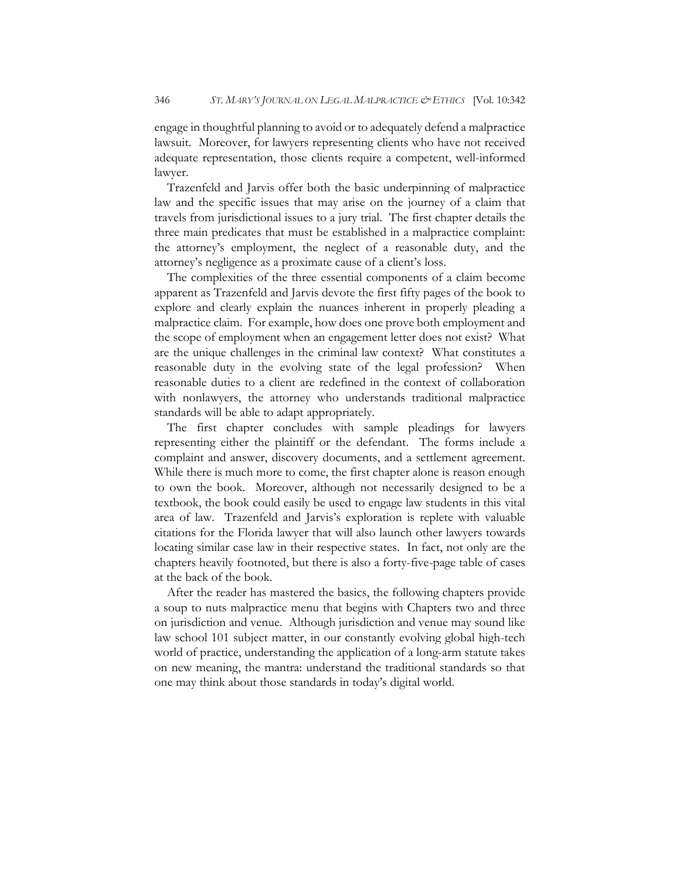engage in thoughtful planning to avoid or to adequately defend a malpractice lawsuit. Moreover, for lawyers representing clients who have not received adequate representation, those clients require a competent, well-informed lawyer.

Trazenfeld and Jarvis offer both the basic underpinning of malpractice law and the specific issues that may arise on the journey of a claim that travels from jurisdictional issues to a jury trial. The first chapter details the three main predicates that must be established in a malpractice complaint: the attorney's employment, the neglect of a reasonable duty, and the attorney's negligence as a proximate cause of a client's loss.

The complexities of the three essential components of a claim become apparent as Trazenfeld and Jarvis devote the first fifty pages of the book to explore and clearly explain the nuances inherent in properly pleading a malpractice claim. For example, how does one prove both employment and the scope of employment when an engagement letter does not exist? What are the unique challenges in the criminal law context? What constitutes a reasonable duty in the evolving state of the legal profession? When reasonable duties to a client are redefined in the context of collaboration with nonlawyers, the attorney who understands traditional malpractice standards will be able to adapt appropriately.

The first chapter concludes with sample pleadings for lawyers representing either the plaintiff or the defendant. The forms include a complaint and answer, discovery documents, and a settlement agreement. While there is much more to come, the first chapter alone is reason enough to own the book. Moreover, although not necessarily designed to be a textbook, the book could easily be used to engage law students in this vital area of law. Trazenfeld and Jarvis's exploration is replete with valuable citations for the Florida lawyer that will also launch other lawyers towards locating similar case law in their respective states. In fact, not only are the chapters heavily footnoted, but there is also a forty-five-page table of cases at the back of the book.

After the reader has mastered the basics, the following chapters provide a soup to nuts malpractice menu that begins with Chapters two and three on jurisdiction and venue. Although jurisdiction and venue may sound like law school 101 subject matter, in our constantly evolving global high-tech world of practice, understanding the application of a long-arm statute takes on new meaning, the mantra: understand the traditional standards so that one may think about those standards in today's digital world.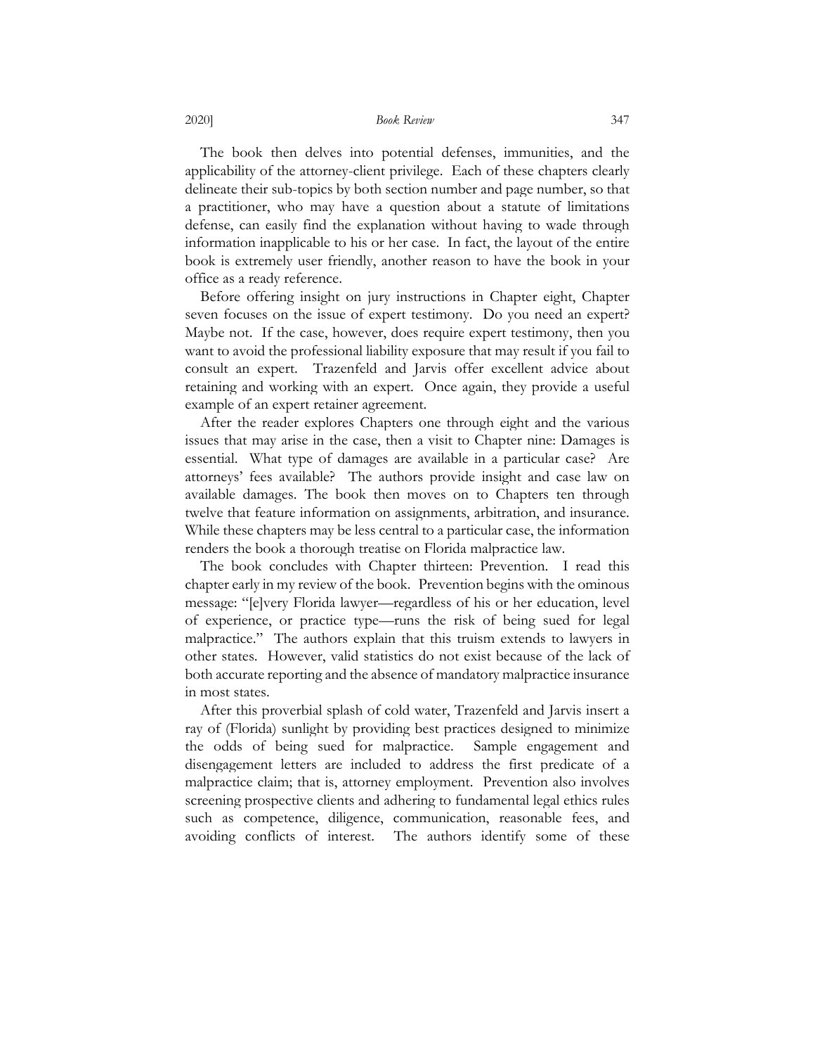The book then delves into potential defenses, immunities, and the applicability of the attorney-client privilege. Each of these chapters clearly delineate their sub-topics by both section number and page number, so that a practitioner, who may have a question about a statute of limitations defense, can easily find the explanation without having to wade through information inapplicable to his or her case. In fact, the layout of the entire book is extremely user friendly, another reason to have the book in your office as a ready reference.

Before offering insight on jury instructions in Chapter eight, Chapter seven focuses on the issue of expert testimony. Do you need an expert? Maybe not. If the case, however, does require expert testimony, then you want to avoid the professional liability exposure that may result if you fail to consult an expert. Trazenfeld and Jarvis offer excellent advice about retaining and working with an expert. Once again, they provide a useful example of an expert retainer agreement.

After the reader explores Chapters one through eight and the various issues that may arise in the case, then a visit to Chapter nine: Damages is essential. What type of damages are available in a particular case? Are attorneys' fees available? The authors provide insight and case law on available damages. The book then moves on to Chapters ten through twelve that feature information on assignments, arbitration, and insurance. While these chapters may be less central to a particular case, the information renders the book a thorough treatise on Florida malpractice law.

The book concludes with Chapter thirteen: Prevention. I read this chapter early in my review of the book. Prevention begins with the ominous message: "[e]very Florida lawyer—regardless of his or her education, level of experience, or practice type—runs the risk of being sued for legal malpractice." The authors explain that this truism extends to lawyers in other states. However, valid statistics do not exist because of the lack of both accurate reporting and the absence of mandatory malpractice insurance in most states.

After this proverbial splash of cold water, Trazenfeld and Jarvis insert a ray of (Florida) sunlight by providing best practices designed to minimize the odds of being sued for malpractice. Sample engagement and disengagement letters are included to address the first predicate of a malpractice claim; that is, attorney employment. Prevention also involves screening prospective clients and adhering to fundamental legal ethics rules such as competence, diligence, communication, reasonable fees, and avoiding conflicts of interest. The authors identify some of these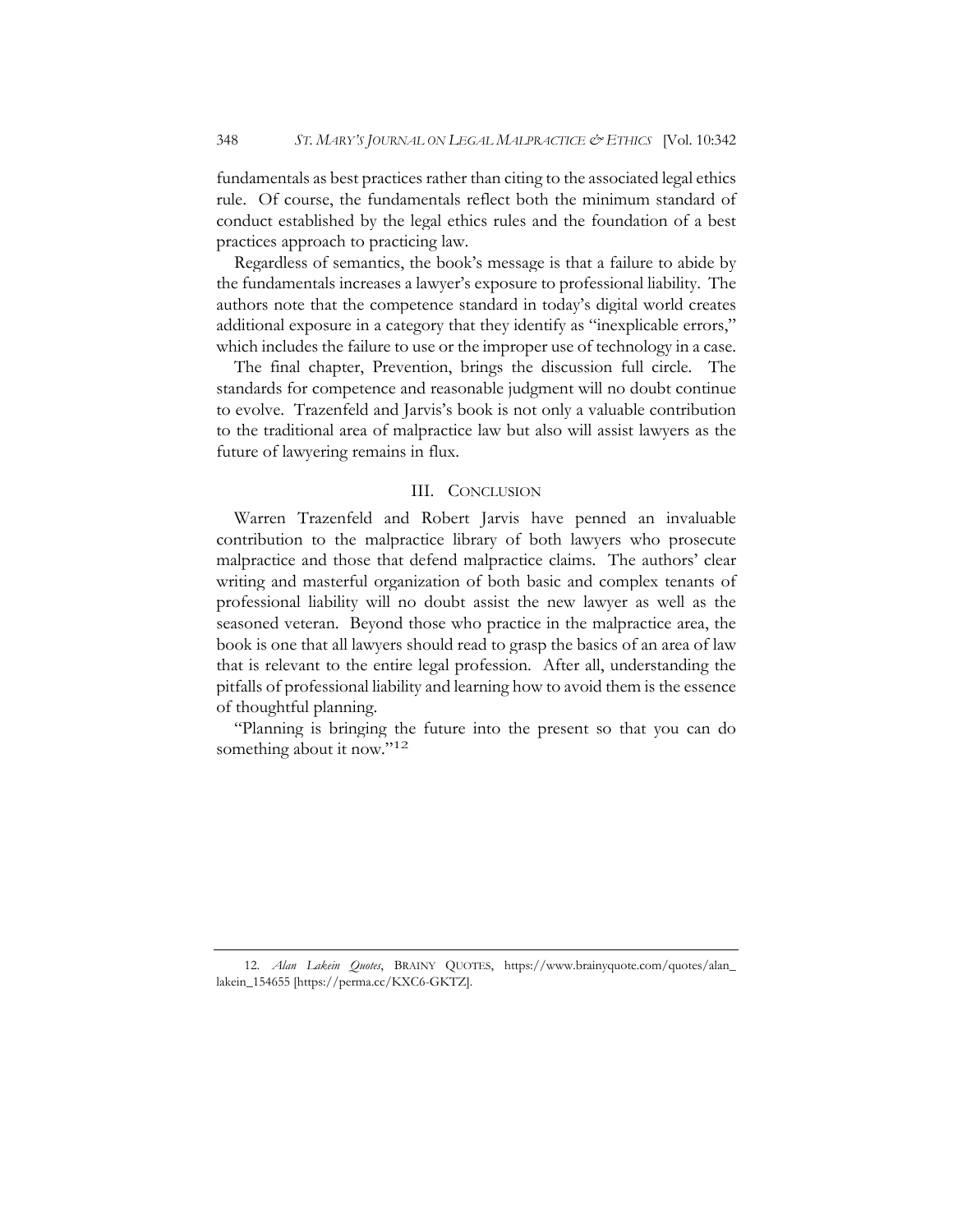fundamentals as best practices rather than citing to the associated legal ethics rule. Of course, the fundamentals reflect both the minimum standard of conduct established by the legal ethics rules and the foundation of a best practices approach to practicing law.

Regardless of semantics, the book's message is that a failure to abide by the fundamentals increases a lawyer's exposure to professional liability. The authors note that the competence standard in today's digital world creates additional exposure in a category that they identify as "inexplicable errors," which includes the failure to use or the improper use of technology in a case.

The final chapter, Prevention, brings the discussion full circle. The standards for competence and reasonable judgment will no doubt continue to evolve. Trazenfeld and Jarvis's book is not only a valuable contribution to the traditional area of malpractice law but also will assist lawyers as the future of lawyering remains in flux.

## III. CONCLUSION

Warren Trazenfeld and Robert Jarvis have penned an invaluable contribution to the malpractice library of both lawyers who prosecute malpractice and those that defend malpractice claims. The authors' clear writing and masterful organization of both basic and complex tenants of professional liability will no doubt assist the new lawyer as well as the seasoned veteran. Beyond those who practice in the malpractice area, the book is one that all lawyers should read to grasp the basics of an area of law that is relevant to the entire legal profession. After all, understanding the pitfalls of professional liability and learning how to avoid them is the essence of thoughtful planning.

"Planning is bringing the future into the present so that you can do something about it now."[12]

---

12. *Alan Lakein Quotes*, BRAINY QUOTES, https://www.brainyquote.com/quotes/alan_lakein_154655 [https://perma.cc/KXC6-GKTZ].